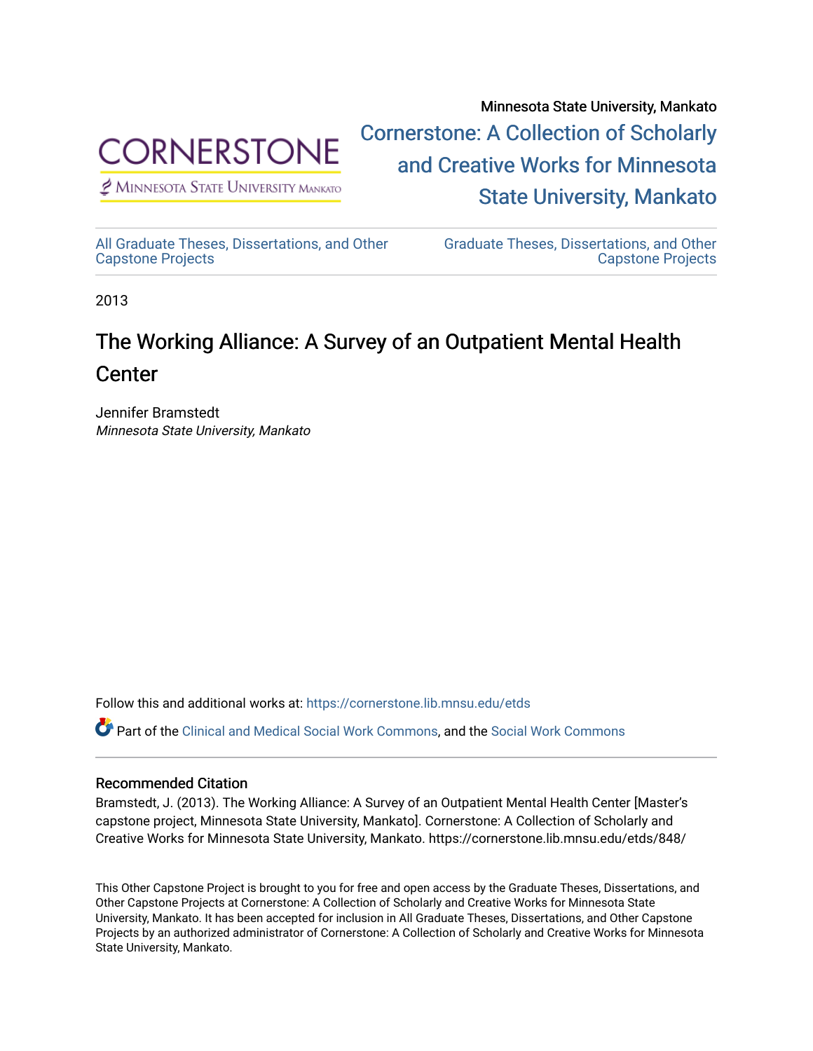Minnesota State University, Mankato

Cornerstone: A Collection of Scholarly and Creative Works for Minnesota State University, Mankato

All Graduate Theses, Dissertations, and Other Capstone Projects

Graduate Theses, Dissertations, and Other Capstone Projects

2013

# The Working Alliance: A Survey of an Outpatient Mental Health Center

Jennifer Bramstedt
*Minnesota State University, Mankato*

Follow this and additional works at: https://cornerstone.lib.mnsu.edu/etds

Part of the Clinical and Medical Social Work Commons, and the Social Work Commons

### Recommended Citation

Bramstedt, J. (2013). The Working Alliance: A Survey of an Outpatient Mental Health Center [Master's capstone project, Minnesota State University, Mankato]. Cornerstone: A Collection of Scholarly and Creative Works for Minnesota State University, Mankato. https://cornerstone.lib.mnsu.edu/etds/848/

This Other Capstone Project is brought to you for free and open access by the Graduate Theses, Dissertations, and Other Capstone Projects at Cornerstone: A Collection of Scholarly and Creative Works for Minnesota State University, Mankato. It has been accepted for inclusion in All Graduate Theses, Dissertations, and Other Capstone Projects by an authorized administrator of Cornerstone: A Collection of Scholarly and Creative Works for Minnesota State University, Mankato.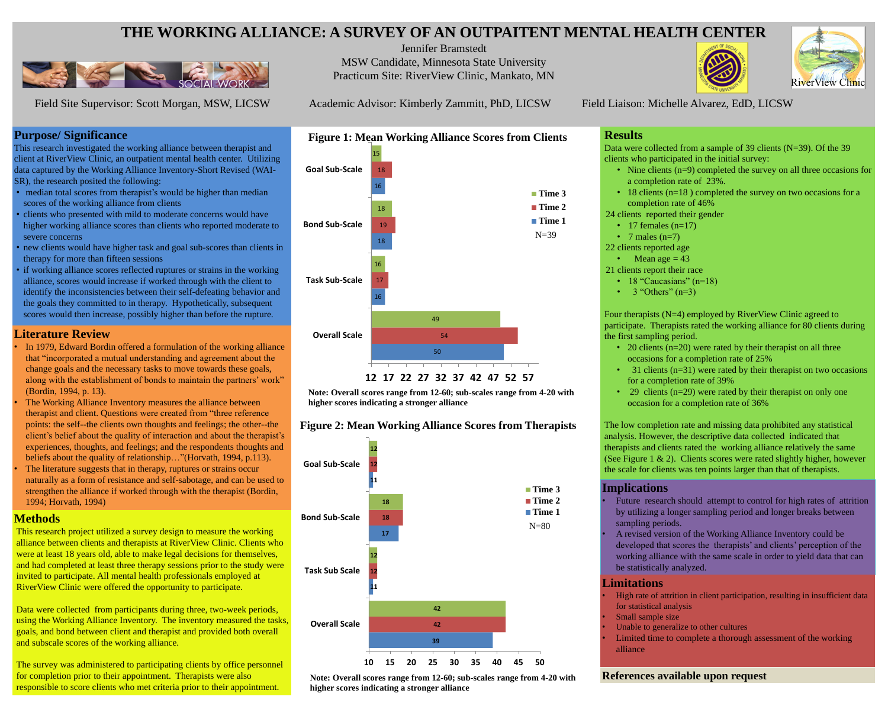# THE WORKING ALLIANCE: A SURVEY OF AN OUTPAITENT MENTAL HEALTH CENTER

Jennifer Bramstedt
MSW Candidate, Minnesota State University
Practicum Site: RiverView Clinic, Mankato, MN

Field Site Supervisor: Scott Morgan, MSW, LICSW

Academic Advisor: Kimberly Zammitt, PhD, LICSW

Field Liaison: Michelle Alvarez, EdD, LICSW

## Purpose/ Significance

This research investigated the working alliance between therapist and client at RiverView Clinic, an outpatient mental health center. Utilizing data captured by the Working Alliance Inventory-Short Revised (WAI-SR), the research posited the following:

- median total scores from therapist's would be higher than median scores of the working alliance from clients
- clients who presented with mild to moderate concerns would have higher working alliance scores than clients who reported moderate to severe concerns
- new clients would have higher task and goal sub-scores than clients in therapy for more than fifteen sessions
- if working alliance scores reflected ruptures or strains in the working alliance, scores would increase if worked through with the client to identify the inconsistencies between their self-defeating behavior and the goals they committed to in therapy. Hypothetically, subsequent scores would then increase, possibly higher than before the rupture.

## Literature Review

- In 1979, Edward Bordin offered a formulation of the working alliance that "incorporated a mutual understanding and agreement about the change goals and the necessary tasks to move towards these goals, along with the establishment of bonds to maintain the partners' work" (Bordin, 1994, p. 13).
- The Working Alliance Inventory measures the alliance between therapist and client. Questions were created from "three reference points: the self--the clients own thoughts and feelings; the other--the client's belief about the quality of interaction and about the therapist's experiences, thoughts, and feelings; and the respondents thoughts and beliefs about the quality of relationship…"(Horvath, 1994, p.113).
- The literature suggests that in therapy, ruptures or strains occur naturally as a form of resistance and self-sabotage, and can be used to strengthen the alliance if worked through with the therapist (Bordin, 1994; Horvath, 1994)

## Methods

This research project utilized a survey design to measure the working alliance between clients and therapists at RiverView Clinic. Clients who were at least 18 years old, able to make legal decisions for themselves, and had completed at least three therapy sessions prior to the study were invited to participate. All mental health professionals employed at RiverView Clinic were offered the opportunity to participate.

Data were collected from participants during three, two-week periods, using the Working Alliance Inventory. The inventory measured the tasks, goals, and bond between client and therapist and provided both overall and subscale scores of the working alliance.

The survey was administered to participating clients by office personnel for completion prior to their appointment. Therapists were also responsible to score clients who met criteria prior to their appointment.

### Figure 1: Mean Working Alliance Scores from Clients

Goal Sub-Scale: Time 3 15, Time 2 18, Time 1 16
Bond Sub-Scale: Time 3 18, Time 2 19, Time 1 18
Task Sub-Scale: Time 3 16, Time 2 17, Time 1 16
Overall Scale: Time 3 49, Time 2 54, Time 1 50

12 17 22 27 32 37 42 47 52 57

Time 3, Time 2, Time 1
N=39

**Note: Overall scores range from 12-60; sub-scales range from 4-20 with higher scores indicating a stronger alliance**

### Figure 2: Mean Working Alliance Scores from Therapists

Goal Sub-Scale: Time 3 12, Time 2 12, Time 1 11
Bond Sub-Scale: Time 3 18, Time 2 18, Time 1 17
Task Sub Scale: Time 3 12, Time 2 12, Time 1 11
Overall Scale: Time 3 42, Time 2 42, Time 1 39

10 15 20 25 30 35 40 45 50

Time 3, Time 2, Time 1
N=80

**Note: Overall scores range from 12-60; sub-scales range from 4-20 with higher scores indicating a stronger alliance**

## Results

Data were collected from a sample of 39 clients (N=39). Of the 39 clients who participated in the initial survey:

- Nine clients (n=9) completed the survey on all three occasions for a completion rate of 23%.
- 18 clients (n=18 ) completed the survey on two occasions for a completion rate of 46%

24 clients reported their gender

- 17 females (n=17)
- 7 males (n=7)

22 clients reported age

- Mean age = 43

21 clients report their race

- 18 "Caucasians" (n=18)
- 3 "Others" (n=3)

Four therapists (N=4) employed by RiverView Clinic agreed to participate. Therapists rated the working alliance for 80 clients during the first sampling period.

- 20 clients (n=20) were rated by their therapist on all three occasions for a completion rate of 25%
- 31 clients (n=31) were rated by their therapist on two occasions for a completion rate of 39%
- 29 clients (n=29) were rated by their therapist on only one occasion for a completion rate of 36%

The low completion rate and missing data prohibited any statistical analysis. However, the descriptive data collected indicated that therapists and clients rated the working alliance relatively the same (See Figure 1 & 2). Clients scores were rated slightly higher, however the scale for clients was ten points larger than that of therapists.

## Implications

- Future research should attempt to control for high rates of attrition by utilizing a longer sampling period and longer breaks between sampling periods.
- A revised version of the Working Alliance Inventory could be developed that scores the therapists' and clients' perception of the working alliance with the same scale in order to yield data that can be statistically analyzed.

## Limitations

- High rate of attrition in client participation, resulting in insufficient data for statistical analysis
- Small sample size
- Unable to generalize to other cultures
- Limited time to complete a thorough assessment of the working alliance

**References available upon request**